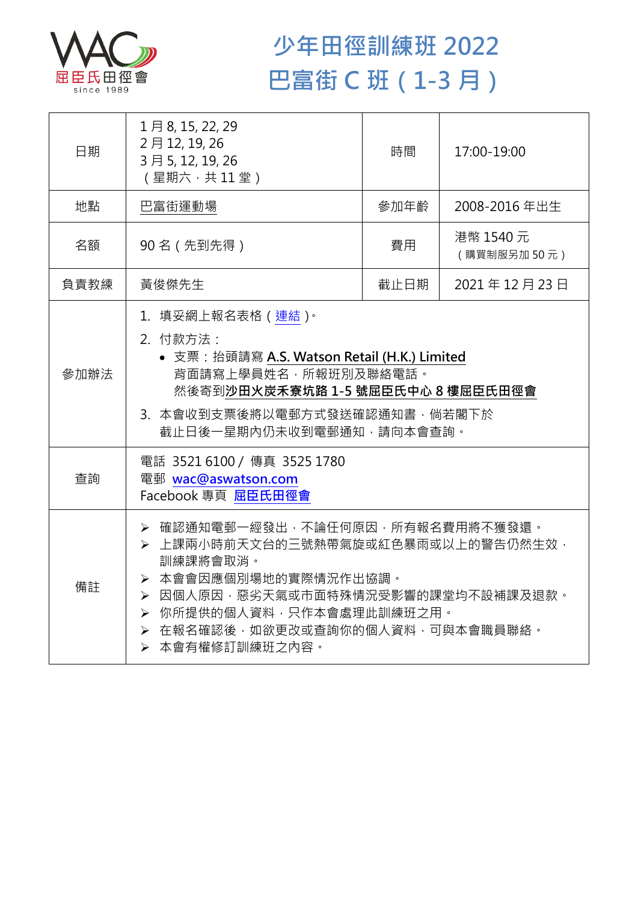屈臣氏田徑會
since 1989

# 少年田徑訓練班 2022
# 巴富街 C 班（1-3 月）

| 日期 | 1 月 8, 15, 22, 29<br>2 月 12, 19, 26<br>3 月 5, 12, 19, 26<br>（星期六，共 11 堂） | 時間 | 17:00-19:00 |
|---|---|---|---|
| 地點 | 巴富街運動場 | 參加年齡 | 2008-2016 年出生 |
| 名額 | 90 名（先到先得） | 費用 | 港幣 1540 元<br>（購買制服另加 50 元） |
| 負責教練 | 黃俊傑先生 | 截止日期 | 2021 年 12 月 23 日 |
| 參加辦法 | 1. 填妥網上報名表格（連結）。<br>2. 付款方法：<br>• 支票：抬頭請寫 **A.S. Watson Retail (H.K.) Limited** 背面請寫上學員姓名，所報班別及聯絡電話。 然後寄到**沙田火炭禾寮坑路 1-5 號屈臣氏中心 8 樓屈臣氏田徑會**<br>3. 本會收到支票後將以電郵方式發送確認通知書，倘若閣下於截止日後一星期內仍未收到電郵通知，請向本會查詢。 | | |
| 查詢 | 電話 3521 6100 / 傳真 3525 1780<br>電郵 wac@aswatson.com<br>Facebook 專頁 屈臣氏田徑會 | | |
| 備註 | ➢ 確認通知電郵一經發出，不論任何原因，所有報名費用將不獲發還。<br>➢ 上課兩小時前天文台的三號熱帶氣旋或紅色暴雨或以上的警告仍然生效，訓練課將會取消。<br>➢ 本會會因應個別場地的實際情況作出協調。<br>➢ 因個人原因，惡劣天氣或市面特殊情況受影響的課堂均不設補課及退款。<br>➢ 你所提供的個人資料，只作本會處理此訓練班之用。<br>➢ 在報名確認後，如欲更改或查詢你的個人資料，可與本會職員聯絡。<br>➢ 本會有權修訂訓練班之內容。 | | |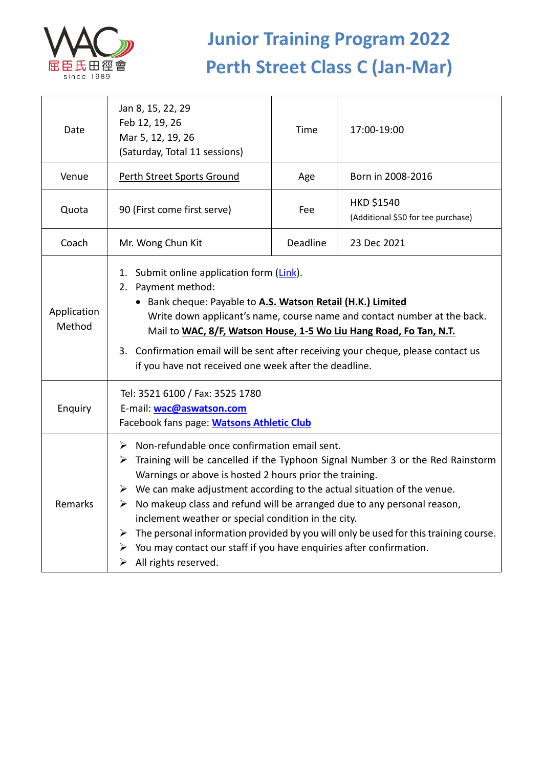# Junior Training Program 2022

# Perth Street Class C (Jan-Mar)

| | | | |
|---|---|---|---|
| Date | Jan 8, 15, 22, 29<br>Feb 12, 19, 26<br>Mar 5, 12, 19, 26<br>(Saturday, Total 11 sessions) | Time | 17:00-19:00 |
| Venue | Perth Street Sports Ground | Age | Born in 2008-2016 |
| Quota | 90 (First come first serve) | Fee | HKD $1540<br>(Additional $50 for tee purchase) |
| Coach | Mr. Wong Chun Kit | Deadline | 23 Dec 2021 |
| Application Method | 1. Submit online application form (Link).<br>2. Payment method:<br>• Bank cheque: Payable to **A.S. Watson Retail (H.K.) Limited**<br>Write down applicant's name, course name and contact number at the back.<br>Mail to **WAC, 8/F, Watson House, 1-5 Wo Liu Hang Road, Fo Tan, N.T.**<br>3. Confirmation email will be sent after receiving your cheque, please contact us if you have not received one week after the deadline. | | |
| Enquiry | Tel: 3521 6100 / Fax: 3525 1780<br>E-mail: **wac@aswatson.com**<br>Facebook fans page: **Watsons Athletic Club** | | |
| Remarks | ➢ Non-refundable once confirmation email sent.<br>➢ Training will be cancelled if the Typhoon Signal Number 3 or the Red Rainstorm Warnings or above is hosted 2 hours prior the training.<br>➢ We can make adjustment according to the actual situation of the venue.<br>➢ No makeup class and refund will be arranged due to any personal reason, inclement weather or special condition in the city.<br>➢ The personal information provided by you will only be used for this training course.<br>➢ You may contact our staff if you have enquiries after confirmation.<br>➢ All rights reserved. | | |